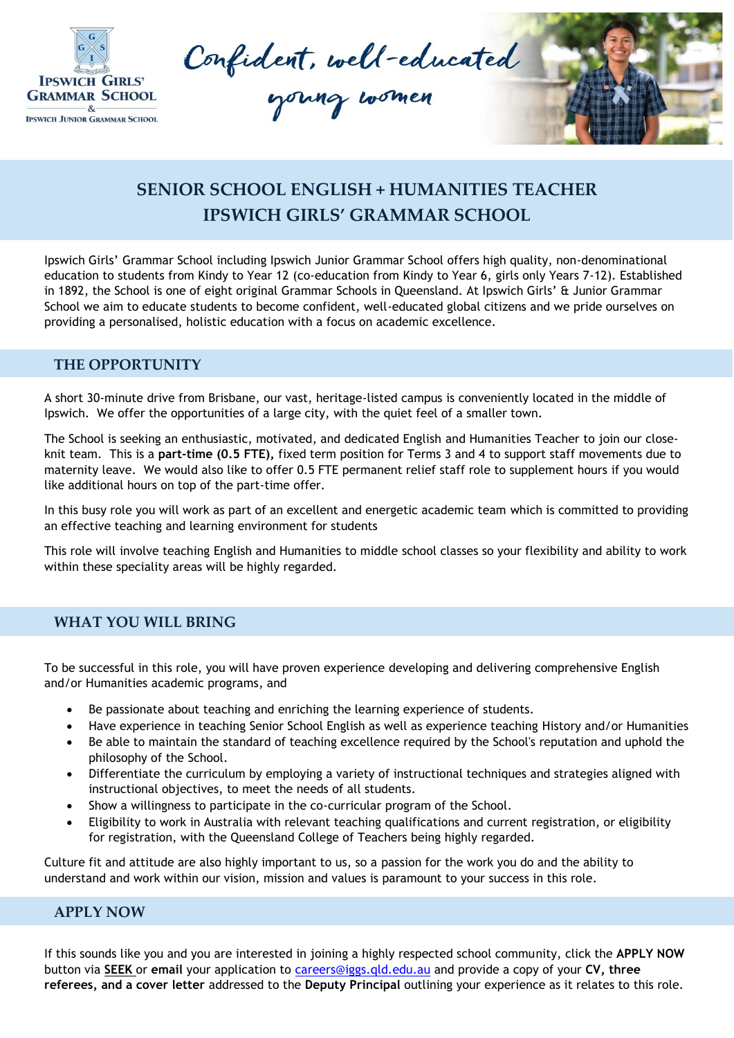Ipswich Girls' Grammar School & Ipswich Junior Grammar School

Confident, well-educated young women

# SENIOR SCHOOL ENGLISH + HUMANITIES TEACHER
# IPSWICH GIRLS' GRAMMAR SCHOOL

Ipswich Girls' Grammar School including Ipswich Junior Grammar School offers high quality, non-denominational education to students from Kindy to Year 12 (co-education from Kindy to Year 6, girls only Years 7-12). Established in 1892, the School is one of eight original Grammar Schools in Queensland. At Ipswich Girls' & Junior Grammar School we aim to educate students to become confident, well-educated global citizens and we pride ourselves on providing a personalised, holistic education with a focus on academic excellence.

## THE OPPORTUNITY

A short 30-minute drive from Brisbane, our vast, heritage-listed campus is conveniently located in the middle of Ipswich. We offer the opportunities of a large city, with the quiet feel of a smaller town.

The School is seeking an enthusiastic, motivated, and dedicated English and Humanities Teacher to join our close-knit team. This is a **part-time (0.5 FTE),** fixed term position for Terms 3 and 4 to support staff movements due to maternity leave. We would also like to offer 0.5 FTE permanent relief staff role to supplement hours if you would like additional hours on top of the part-time offer.

In this busy role you will work as part of an excellent and energetic academic team which is committed to providing an effective teaching and learning environment for students

This role will involve teaching English and Humanities to middle school classes so your flexibility and ability to work within these speciality areas will be highly regarded.

## WHAT YOU WILL BRING

To be successful in this role, you will have proven experience developing and delivering comprehensive English and/or Humanities academic programs, and

- Be passionate about teaching and enriching the learning experience of students.
- Have experience in teaching Senior School English as well as experience teaching History and/or Humanities
- Be able to maintain the standard of teaching excellence required by the School's reputation and uphold the philosophy of the School.
- Differentiate the curriculum by employing a variety of instructional techniques and strategies aligned with instructional objectives, to meet the needs of all students.
- Show a willingness to participate in the co-curricular program of the School.
- Eligibility to work in Australia with relevant teaching qualifications and current registration, or eligibility for registration, with the Queensland College of Teachers being highly regarded.

Culture fit and attitude are also highly important to us, so a passion for the work you do and the ability to understand and work within our vision, mission and values is paramount to your success in this role.

## APPLY NOW

If this sounds like you and you are interested in joining a highly respected school community, click the **APPLY NOW** button via **SEEK** or **email** your application to careers@iggs.qld.edu.au and provide a copy of your **CV, three referees, and a cover letter** addressed to the **Deputy Principal** outlining your experience as it relates to this role.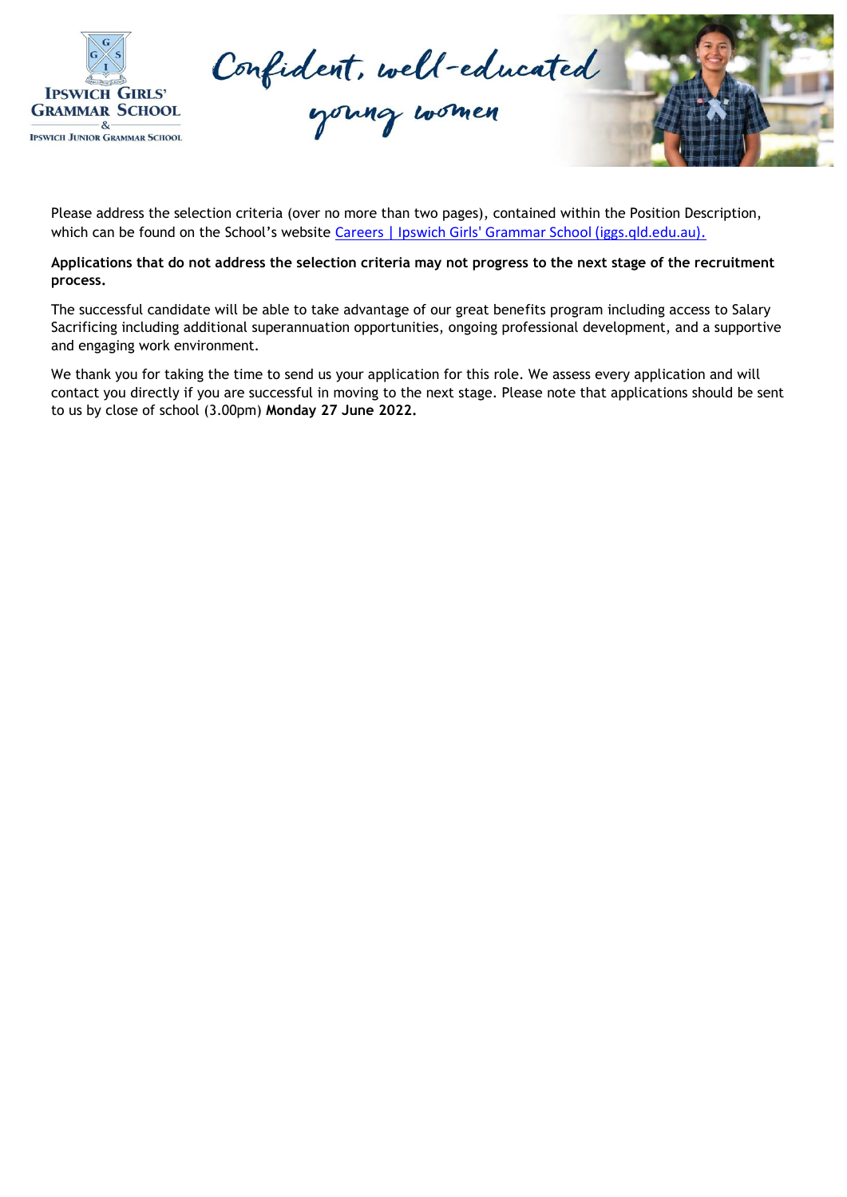Please address the selection criteria (over no more than two pages), contained within the Position Description, which can be found on the School's website [Careers | Ipswich Girls' Grammar School (iggs.qld.edu.au).](https://iggs.qld.edu.au)

**Applications that do not address the selection criteria may not progress to the next stage of the recruitment process.**

The successful candidate will be able to take advantage of our great benefits program including access to Salary Sacrificing including additional superannuation opportunities, ongoing professional development, and a supportive and engaging work environment.

We thank you for taking the time to send us your application for this role. We assess every application and will contact you directly if you are successful in moving to the next stage. Please note that applications should be sent to us by close of school (3.00pm) **Monday 27 June 2022.**